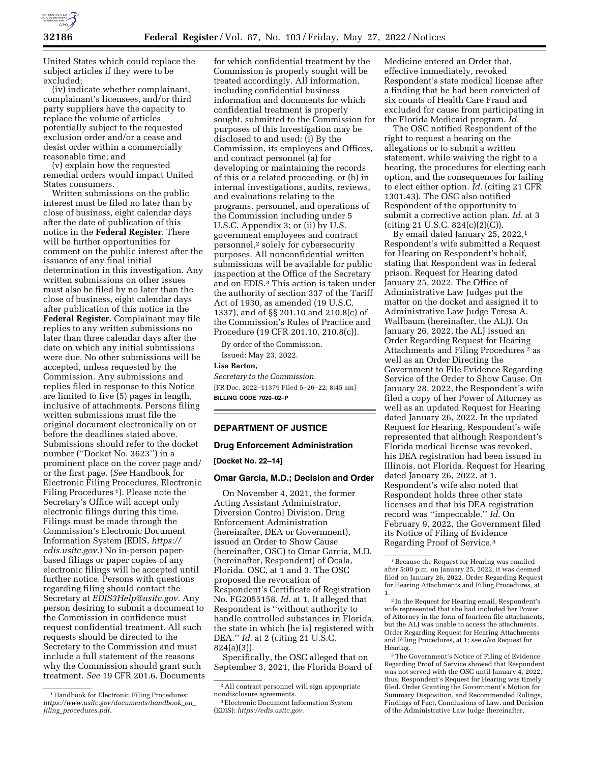United States which could replace the subject articles if they were to be excluded;

(iv) indicate whether complainant, complainant's licensees, and/or third party suppliers have the capacity to replace the volume of articles potentially subject to the requested exclusion order and/or a cease and desist order within a commercially reasonable time; and

(v) explain how the requested remedial orders would impact United States consumers.

Written submissions on the public interest must be filed no later than by close of business, eight calendar days after the date of publication of this notice in the **Federal Register**. There will be further opportunities for comment on the public interest after the issuance of any final initial determination in this investigation. Any written submissions on other issues must also be filed by no later than the close of business, eight calendar days after publication of this notice in the **Federal Register**. Complainant may file replies to any written submissions no later than three calendar days after the date on which any initial submissions were due. No other submissions will be accepted, unless requested by the Commission. Any submissions and replies filed in response to this Notice are limited to five (5) pages in length, inclusive of attachments. Persons filing written submissions must file the original document electronically on or before the deadlines stated above. Submissions should refer to the docket number (''Docket No. 3623'') in a prominent place on the cover page and/or the first page. (*See* Handbook for Electronic Filing Procedures, Electronic Filing Procedures [1]). Please note the Secretary's Office will accept only electronic filings during this time. Filings must be made through the Commission's Electronic Document Information System (EDIS, *https://edis.usitc.gov.*) No in-person paper-based filings or paper copies of any electronic filings will be accepted until further notice. Persons with questions regarding filing should contact the Secretary at *EDIS3Help@usitc.gov.* Any person desiring to submit a document to the Commission in confidence must request confidential treatment. All such requests should be directed to the Secretary to the Commission and must include a full statement of the reasons why the Commission should grant such treatment. *See* 19 CFR 201.6. Documents for which confidential treatment by the Commission is properly sought will be treated accordingly. All information, including confidential business information and documents for which confidential treatment is properly sought, submitted to the Commission for purposes of this Investigation may be disclosed to and used: (i) By the Commission, its employees and Offices, and contract personnel (a) for developing or maintaining the records of this or a related proceeding, or (b) in internal investigations, audits, reviews, and evaluations relating to the programs, personnel, and operations of the Commission including under 5 U.S.C. Appendix 3; or (ii) by U.S. government employees and contract personnel,[2] solely for cybersecurity purposes. All nonconfidential written submissions will be available for public inspection at the Office of the Secretary and on EDIS.[3] This action is taken under the authority of section 337 of the Tariff Act of 1930, as amended (19 U.S.C. 1337), and of §§ 201.10 and 210.8(c) of the Commission's Rules of Practice and Procedure (19 CFR 201.10, 210.8(c)).

By order of the Commission.

Issued: May 23, 2022.

**Lisa Barton,**

*Secretary to the Commission.*

[FR Doc. 2022–11379 Filed 5–26–22; 8:45 am]

**BILLING CODE 7020–02–P**

[1] Handbook for Electronic Filing Procedures: *https://www.usitc.gov/documents/handbook_on_filing_procedures.pdf.*

[2] All contract personnel will sign appropriate nondisclosure agreements.

[3] Electronic Document Information System (EDIS): *https://edis.usitc.gov.*

## DEPARTMENT OF JUSTICE

### Drug Enforcement Administration

**[Docket No. 22–14]**

### Omar Garcia, M.D.; Decision and Order

On November 4, 2021, the former Acting Assistant Administrator, Diversion Control Division, Drug Enforcement Administration (hereinafter, DEA or Government), issued an Order to Show Cause (hereinafter, OSC) to Omar Garcia, M.D. (hereinafter, Respondent) of Ocala, Florida. OSC, at 1 and 3. The OSC proposed the revocation of Respondent's Certificate of Registration No. FG2055158. *Id.* at 1. It alleged that Respondent is ''without authority to handle controlled substances in Florida, the state in which [he is] registered with DEA.'' *Id.* at 2 (citing 21 U.S.C. 824(a)(3)).

Specifically, the OSC alleged that on September 3, 2021, the Florida Board of Medicine entered an Order that, effective immediately, revoked Respondent's state medical license after a finding that he had been convicted of six counts of Health Care Fraud and excluded for cause from participating in the Florida Medicaid program. *Id.*

The OSC notified Respondent of the right to request a hearing on the allegations or to submit a written statement, while waiving the right to a hearing, the procedures for electing each option, and the consequences for failing to elect either option. *Id.* (citing 21 CFR 1301.43). The OSC also notified Respondent of the opportunity to submit a corrective action plan. *Id.* at 3 (citing 21 U.S.C. 824(c)(2)(C)).

By email dated January 25, 2022,[1] Respondent's wife submitted a Request for Hearing on Respondent's behalf, stating that Respondent was in federal prison. Request for Hearing dated January 25, 2022. The Office of Administrative Law Judges put the matter on the docket and assigned it to Administrative Law Judge Teresa A. Wallbaum (hereinafter, the ALJ). On January 26, 2022, the ALJ issued an Order Regarding Request for Hearing Attachments and Filing Procedures [2] as well as an Order Directing the Government to File Evidence Regarding Service of the Order to Show Cause. On January 28, 2022, the Respondent's wife filed a copy of her Power of Attorney as well as an updated Request for Hearing dated January 26, 2022. In the updated Request for Hearing, Respondent's wife represented that although Respondent's Florida medical license was revoked, his DEA registration had been issued in Illinois, not Florida. Request for Hearing dated January 26, 2022, at 1. Respondent's wife also noted that Respondent holds three other state licenses and that his DEA registration record was ''impeccable.'' *Id.* On February 9, 2022, the Government filed its Notice of Filing of Evidence Regarding Proof of Service.[3]

[1] Because the Request for Hearing was emailed after 5:00 p.m. on January 25, 2022, it was deemed filed on January 26, 2022. Order Regarding Request for Hearing Attachments and Filing Procedures, at 1.

[2] In the Request for Hearing email, Respondent's wife represented that she had included her Power of Attorney in the form of fourteen file attachments, but the ALJ was unable to access the attachments. Order Regarding Request for Hearing Attachments and Filing Procedures, at 1; *see also* Request for Hearing.

[3] The Government's Notice of Filing of Evidence Regarding Proof of Service showed that Respondent was not served with the OSC until January 4, 2022, thus, Respondent's Request for Hearing was timely filed. Order Granting the Government's Motion for Summary Disposition, and Recommended Rulings, Findings of Fact, Conclusions of Law, and Decision of the Administrative Law Judge (hereinafter,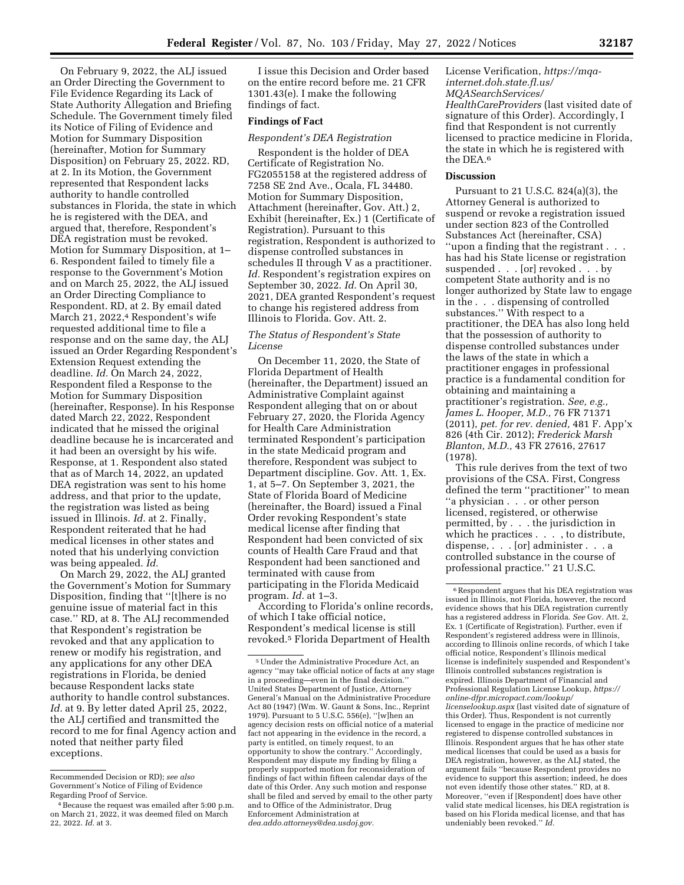On February 9, 2022, the ALJ issued an Order Directing the Government to File Evidence Regarding its Lack of State Authority Allegation and Briefing Schedule. The Government timely filed its Notice of Filing of Evidence and Motion for Summary Disposition (hereinafter, Motion for Summary Disposition) on February 25, 2022. RD, at 2. In its Motion, the Government represented that Respondent lacks authority to handle controlled substances in Florida, the state in which he is registered with the DEA, and argued that, therefore, Respondent's DEA registration must be revoked. Motion for Summary Disposition, at 1–6. Respondent failed to timely file a response to the Government's Motion and on March 25, 2022, the ALJ issued an Order Directing Compliance to Respondent. RD, at 2. By email dated March 21, 2022,[4] Respondent's wife requested additional time to file a response and on the same day, the ALJ issued an Order Regarding Respondent's Extension Request extending the deadline. *Id.* On March 24, 2022, Respondent filed a Response to the Motion for Summary Disposition (hereinafter, Response). In his Response dated March 22, 2022, Respondent indicated that he missed the original deadline because he is incarcerated and it had been an oversight by his wife. Response, at 1. Respondent also stated that as of March 14, 2022, an updated DEA registration was sent to his home address, and that prior to the update, the registration was listed as being issued in Illinois. *Id.* at 2. Finally, Respondent reiterated that he had medical licenses in other states and noted that his underlying conviction was being appealed. *Id.*

On March 29, 2022, the ALJ granted the Government's Motion for Summary Disposition, finding that "[t]here is no genuine issue of material fact in this case." RD, at 8. The ALJ recommended that Respondent's registration be revoked and that any application to renew or modify his registration, and any applications for any other DEA registrations in Florida, be denied because Respondent lacks state authority to handle control substances. *Id.* at 9. By letter dated April 25, 2022, the ALJ certified and transmitted the record to me for final Agency action and noted that neither party filed exceptions.

I issue this Decision and Order based on the entire record before me. 21 CFR 1301.43(e). I make the following findings of fact.

## Findings of Fact

### *Respondent's DEA Registration*

Respondent is the holder of DEA Certificate of Registration No. FG2055158 at the registered address of 7258 SE 2nd Ave., Ocala, FL 34480. Motion for Summary Disposition, Attachment (hereinafter, Gov. Att.) 2, Exhibit (hereinafter, Ex.) 1 (Certificate of Registration). Pursuant to this registration, Respondent is authorized to dispense controlled substances in schedules II through V as a practitioner. *Id.* Respondent's registration expires on September 30, 2022. *Id.* On April 30, 2021, DEA granted Respondent's request to change his registered address from Illinois to Florida. Gov. Att. 2.

### *The Status of Respondent's State License*

On December 11, 2020, the State of Florida Department of Health (hereinafter, the Department) issued an Administrative Complaint against Respondent alleging that on or about February 27, 2020, the Florida Agency for Health Care Administration terminated Respondent's participation in the state Medicaid program and therefore, Respondent was subject to Department discipline. Gov. Att. 1, Ex. 1, at 5–7. On September 3, 2021, the State of Florida Board of Medicine (hereinafter, the Board) issued a Final Order revoking Respondent's state medical license after finding that Respondent had been convicted of six counts of Health Care Fraud and that Respondent had been sanctioned and terminated with cause from participating in the Florida Medicaid program. *Id.* at 1–3.

According to Florida's online records, of which I take official notice, Respondent's medical license is still revoked.[5] Florida Department of Health License Verification, *https://mqa-internet.doh.state.fl.us/MQASearchServices/HealthCareProviders* (last visited date of signature of this Order). Accordingly, I find that Respondent is not currently licensed to practice medicine in Florida, the state in which he is registered with the DEA.[6]

## Discussion

Pursuant to 21 U.S.C. 824(a)(3), the Attorney General is authorized to suspend or revoke a registration issued under section 823 of the Controlled Substances Act (hereinafter, CSA) "upon a finding that the registrant . . . has had his State license or registration suspended . . . [or] revoked . . . by competent State authority and is no longer authorized by State law to engage in the . . . dispensing of controlled substances." With respect to a practitioner, the DEA has also long held that the possession of authority to dispense controlled substances under the laws of the state in which a practitioner engages in professional practice is a fundamental condition for obtaining and maintaining a practitioner's registration. *See, e.g., James L. Hooper, M.D.,* 76 FR 71371 (2011), *pet. for rev. denied,* 481 F. App'x 826 (4th Cir. 2012); *Frederick Marsh Blanton, M.D.,* 43 FR 27616, 27617 (1978).

This rule derives from the text of two provisions of the CSA. First, Congress defined the term "practitioner" to mean "a physician . . . or other person licensed, registered, or otherwise permitted, by . . . the jurisdiction in which he practices . . . , to distribute, dispense, . . . [or] administer . . . a controlled substance in the course of professional practice." 21 U.S.C.

---

Recommended Decision or RD); *see also* Government's Notice of Filing of Evidence Regarding Proof of Service.

[4] Because the request was emailed after 5:00 p.m. on March 21, 2022, it was deemed filed on March 22, 2022. *Id.* at 3.

[5] Under the Administrative Procedure Act, an agency "may take official notice of facts at any stage in a proceeding—even in the final decision." United States Department of Justice, Attorney General's Manual on the Administrative Procedure Act 80 (1947) (Wm. W. Gaunt & Sons, Inc., Reprint 1979). Pursuant to 5 U.S.C. 556(e), "[w]hen an agency decision rests on official notice of a material fact not appearing in the evidence in the record, a party is entitled, on timely request, to an opportunity to show the contrary." Accordingly, Respondent may dispute my finding by filing a properly supported motion for reconsideration of findings of fact within fifteen calendar days of the date of this Order. Any such motion and response shall be filed and served by email to the other party and to Office of the Administrator, Drug Enforcement Administration at *dea.addo.attorneys@dea.usdoj.gov*.

[6] Respondent argues that his DEA registration was issued in Illinois, not Florida, however, the record evidence shows that his DEA registration currently has a registered address in Florida. *See* Gov. Att. 2, Ex. 1 (Certificate of Registration). Further, even if Respondent's registered address were in Illinois, according to Illinois online records, of which I take official notice, Respondent's Illinois medical license is indefinitely suspended and Respondent's Illinois controlled substances registration is expired. Illinois Department of Financial and Professional Regulation License Lookup, *https://online-dfpr.micropact.com/lookup/licenselookup.aspx* (last visited date of signature of this Order). Thus, Respondent is not currently licensed to engage in the practice of medicine nor registered to dispense controlled substances in Illinois. Respondent argues that he has other state medical licenses that could be used as a basis for DEA registration, however, as the ALJ stated, the argument fails "because Respondent provides no evidence to support this assertion; indeed, he does not even identify those other states." RD, at 8. Moreover, "even if [Respondent] does have other valid state medical licenses, his DEA registration is based on his Florida medical license, and that has undeniably been revoked." *Id.*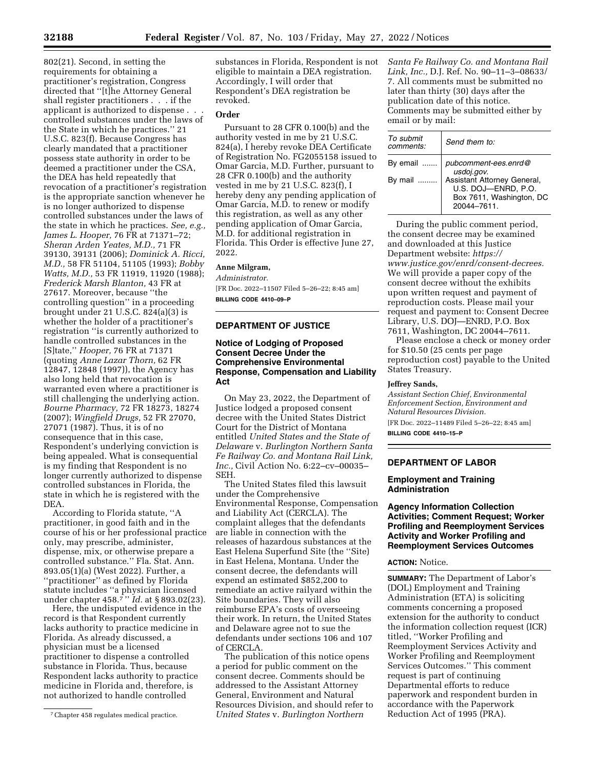802(21). Second, in setting the requirements for obtaining a practitioner's registration, Congress directed that ''[t]he Attorney General shall register practitioners . . . if the applicant is authorized to dispense . . . controlled substances under the laws of the State in which he practices.'' 21 U.S.C. 823(f). Because Congress has clearly mandated that a practitioner possess state authority in order to be deemed a practitioner under the CSA, the DEA has held repeatedly that revocation of a practitioner's registration is the appropriate sanction whenever he is no longer authorized to dispense controlled substances under the laws of the state in which he practices. *See, e.g., James L. Hooper,* 76 FR at 71371–72; *Sheran Arden Yeates, M.D.,* 71 FR 39130, 39131 (2006); *Dominick A. Ricci, M.D.,* 58 FR 51104, 51105 (1993); *Bobby Watts, M.D.,* 53 FR 11919, 11920 (1988); *Frederick Marsh Blanton,* 43 FR at 27617. Moreover, because ''the controlling question'' in a proceeding brought under 21 U.S.C. 824(a)(3) is whether the holder of a practitioner's registration ''is currently authorized to handle controlled substances in the [S]tate,'' *Hooper,* 76 FR at 71371 (quoting *Anne Lazar Thorn,* 62 FR 12847, 12848 (1997)), the Agency has also long held that revocation is warranted even where a practitioner is still challenging the underlying action. *Bourne Pharmacy,* 72 FR 18273, 18274 (2007); *Wingfield Drugs,* 52 FR 27070, 27071 (1987). Thus, it is of no consequence that in this case, Respondent's underlying conviction is being appealed. What is consequential is my finding that Respondent is no longer currently authorized to dispense controlled substances in Florida, the state in which he is registered with the DEA.

According to Florida statute, ''A practitioner, in good faith and in the course of his or her professional practice only, may prescribe, administer, dispense, mix, or otherwise prepare a controlled substance.'' Fla. Stat. Ann. 893.05(1)(a) (West 2022). Further, a ''practitioner'' as defined by Florida statute includes ''a physician licensed under chapter 458.[7]'' *Id.* at § 893.02(23).

Here, the undisputed evidence in the record is that Respondent currently lacks authority to practice medicine in Florida. As already discussed, a physician must be a licensed practitioner to dispense a controlled substance in Florida. Thus, because Respondent lacks authority to practice medicine in Florida and, therefore, is not authorized to handle controlled substances in Florida, Respondent is not eligible to maintain a DEA registration. Accordingly, I will order that Respondent's DEA registration be revoked.

[7] Chapter 458 regulates medical practice.

## Order

Pursuant to 28 CFR 0.100(b) and the authority vested in me by 21 U.S.C. 824(a), I hereby revoke DEA Certificate of Registration No. FG2055158 issued to Omar Garcia, M.D. Further, pursuant to 28 CFR 0.100(b) and the authority vested in me by 21 U.S.C. 823(f), I hereby deny any pending application of Omar Garcia, M.D. to renew or modify this registration, as well as any other pending application of Omar Garcia, M.D. for additional registration in Florida. This Order is effective June 27, 2022.

**Anne Milgram,**

*Administrator.*

[FR Doc. 2022–11507 Filed 5–26–22; 8:45 am]

**BILLING CODE 4410–09–P**

## DEPARTMENT OF JUSTICE

### Notice of Lodging of Proposed Consent Decree Under the Comprehensive Environmental Response, Compensation and Liability Act

On May 23, 2022, the Department of Justice lodged a proposed consent decree with the United States District Court for the District of Montana entitled *United States and the State of Delaware* v. *Burlington Northern Santa Fe Railway Co. and Montana Rail Link, Inc.,* Civil Action No. 6:22–cv–00035–SEH.

The United States filed this lawsuit under the Comprehensive Environmental Response, Compensation and Liability Act (CERCLA). The complaint alleges that the defendants are liable in connection with the releases of hazardous substances at the East Helena Superfund Site (the ''Site) in East Helena, Montana. Under the consent decree, the defendants will expend an estimated $852,200 to remediate an active railyard within the Site boundaries. They will also reimburse EPA's costs of overseeing their work. In return, the United States and Delaware agree not to sue the defendants under sections 106 and 107 of CERCLA.

The publication of this notice opens a period for public comment on the consent decree. Comments should be addressed to the Assistant Attorney General, Environment and Natural Resources Division, and should refer to *United States* v. *Burlington Northern Santa Fe Railway Co. and Montana Rail Link, Inc.,* D.J. Ref. No. 90–11–3–08633/7. All comments must be submitted no later than thirty (30) days after the publication date of this notice. Comments may be submitted either by email or by mail:

| *To submit comments:* | *Send them to:* |
|---|---|
| By email ....... | *pubcomment-ees.enrd@usdoj.gov.* |
| By mail ......... | Assistant Attorney General, U.S. DOJ—ENRD, P.O. Box 7611, Washington, DC 20044–7611. |

During the public comment period, the consent decree may be examined and downloaded at this Justice Department website: *https://www.justice.gov/enrd/consent-decrees.* We will provide a paper copy of the consent decree without the exhibits upon written request and payment of reproduction costs. Please mail your request and payment to: Consent Decree Library, U.S. DOJ—ENRD, P.O. Box 7611, Washington, DC 20044–7611.

Please enclose a check or money order for $10.50 (25 cents per page reproduction cost) payable to the United States Treasury.

**Jeffrey Sands,**

*Assistant Section Chief, Environmental Enforcement Section, Environment and Natural Resources Division.*

[FR Doc. 2022–11489 Filed 5–26–22; 8:45 am]

**BILLING CODE 4410–15–P**

## DEPARTMENT OF LABOR

### Employment and Training Administration

### Agency Information Collection Activities; Comment Request; Worker Profiling and Reemployment Services Activity and Worker Profiling and Reemployment Services Outcomes

**ACTION:** Notice.

**SUMMARY:** The Department of Labor's (DOL) Employment and Training Administration (ETA) is soliciting comments concerning a proposed extension for the authority to conduct the information collection request (ICR) titled, ''Worker Profiling and Reemployment Services Activity and Worker Profiling and Reemployment Services Outcomes.'' This comment request is part of continuing Departmental efforts to reduce paperwork and respondent burden in accordance with the Paperwork Reduction Act of 1995 (PRA).